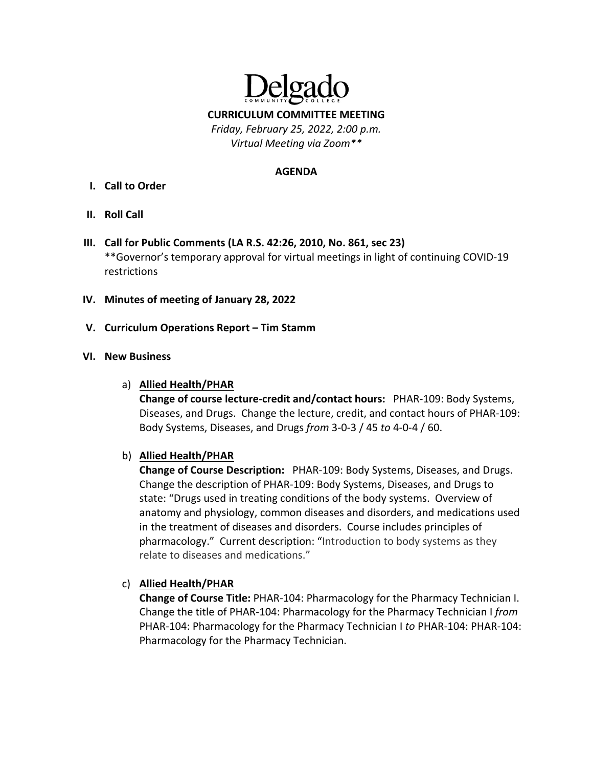# Delgado
COMMUNITY COLLEGE

**CURRICULUM COMMITTEE MEETING**

*Friday, February 25, 2022, 2:00 p.m.*
*Virtual Meeting via Zoom***

## AGENDA

I. **Call to Order**

II. **Roll Call**

III. **Call for Public Comments (LA R.S. 42:26, 2010, No. 861, sec 23)**
**Governor's temporary approval for virtual meetings in light of continuing COVID-19 restrictions

IV. **Minutes of meeting of January 28, 2022**

V. **Curriculum Operations Report – Tim Stamm**

VI. **New Business**

a) **Allied Health/PHAR**
**Change of course lecture-credit and/or contact hours:** PHAR-109: Body Systems, Diseases, and Drugs. Change the lecture, credit, and contact hours of PHAR-109: Body Systems, Diseases, and Drugs *from* 3-0-3 / 45 *to* 4-0-4 / 60.

b) **Allied Health/PHAR**
**Change of Course Description:** PHAR-109: Body Systems, Diseases, and Drugs. Change the description of PHAR-109: Body Systems, Diseases, and Drugs to state: "Drugs used in treating conditions of the body systems. Overview of anatomy and physiology, common diseases and disorders, and medications used in the treatment of diseases and disorders. Course includes principles of pharmacology." Current description: "Introduction to body systems as they relate to diseases and medications."

c) **Allied Health/PHAR**
**Change of Course Title:** PHAR-104: Pharmacology for the Pharmacy Technician I. Change the title of PHAR-104: Pharmacology for the Pharmacy Technician I *from* PHAR-104: Pharmacology for the Pharmacy Technician I *to* PHAR-104: PHAR-104: Pharmacology for the Pharmacy Technician.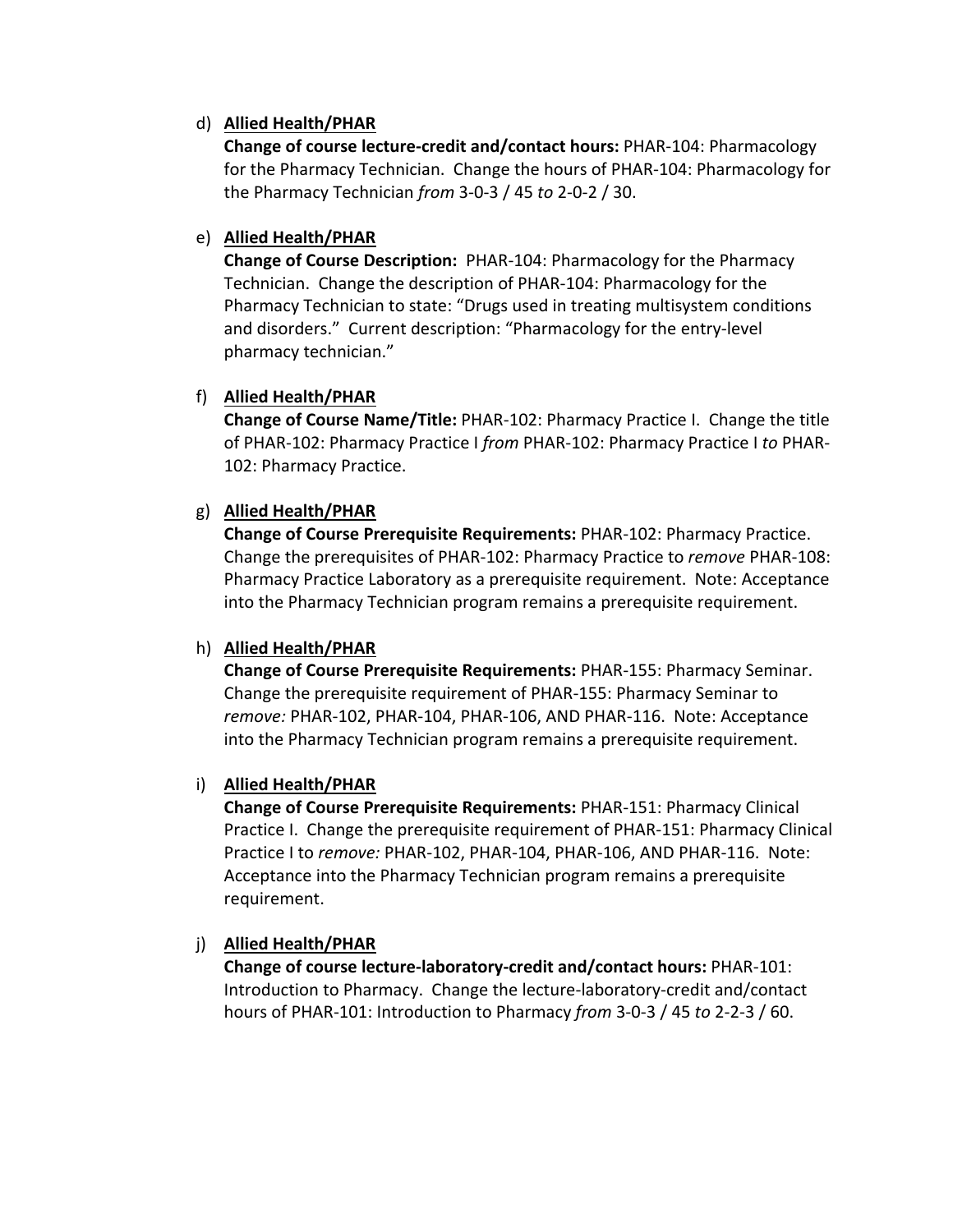d) **<u>Allied Health/PHAR</u>**
   **Change of course lecture-credit and/or contact hours:** PHAR-104: Pharmacology for the Pharmacy Technician. Change the hours of PHAR-104: Pharmacology for the Pharmacy Technician *from* 3-0-3 / 45 *to* 2-0-2 / 30.

e) **<u>Allied Health/PHAR</u>**
   **Change of Course Description:** PHAR-104: Pharmacology for the Pharmacy Technician. Change the description of PHAR-104: Pharmacology for the Pharmacy Technician to state: "Drugs used in treating multisystem conditions and disorders." Current description: "Pharmacology for the entry-level pharmacy technician."

f) **<u>Allied Health/PHAR</u>**
   **Change of Course Name/Title:** PHAR-102: Pharmacy Practice I. Change the title of PHAR-102: Pharmacy Practice I *from* PHAR-102: Pharmacy Practice I *to* PHAR-102: Pharmacy Practice.

g) **<u>Allied Health/PHAR</u>**
   **Change of Course Prerequisite Requirements:** PHAR-102: Pharmacy Practice. Change the prerequisites of PHAR-102: Pharmacy Practice to *remove* PHAR-108: Pharmacy Practice Laboratory as a prerequisite requirement. Note: Acceptance into the Pharmacy Technician program remains a prerequisite requirement.

h) **<u>Allied Health/PHAR</u>**
   **Change of Course Prerequisite Requirements:** PHAR-155: Pharmacy Seminar. Change the prerequisite requirement of PHAR-155: Pharmacy Seminar to *remove:* PHAR-102, PHAR-104, PHAR-106, AND PHAR-116. Note: Acceptance into the Pharmacy Technician program remains a prerequisite requirement.

i) **<u>Allied Health/PHAR</u>**
   **Change of Course Prerequisite Requirements:** PHAR-151: Pharmacy Clinical Practice I. Change the prerequisite requirement of PHAR-151: Pharmacy Clinical Practice I to *remove:* PHAR-102, PHAR-104, PHAR-106, AND PHAR-116. Note: Acceptance into the Pharmacy Technician program remains a prerequisite requirement.

j) **<u>Allied Health/PHAR</u>**
   **Change of course lecture-laboratory-credit and/contact hours:** PHAR-101: Introduction to Pharmacy. Change the lecture-laboratory-credit and/contact hours of PHAR-101: Introduction to Pharmacy *from* 3-0-3 / 45 *to* 2-2-3 / 60.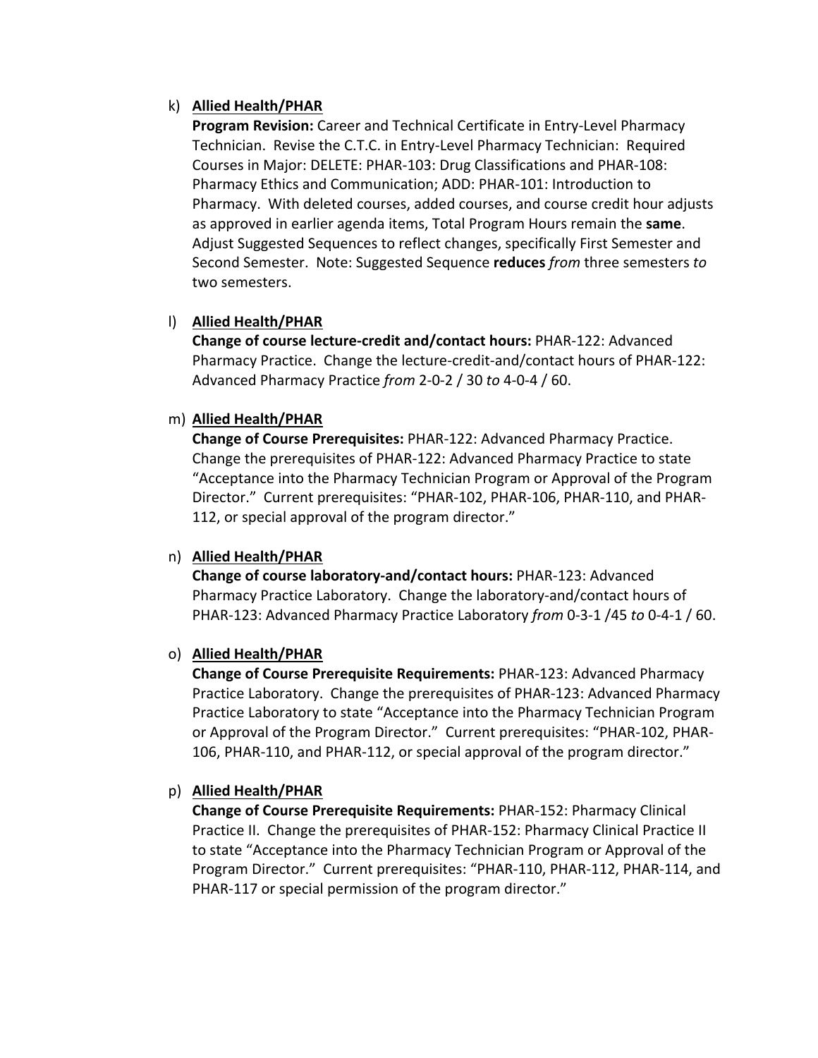k) **<u>Allied Health/PHAR</u>**
   **Program Revision:** Career and Technical Certificate in Entry-Level Pharmacy Technician. Revise the C.T.C. in Entry-Level Pharmacy Technician: Required Courses in Major: DELETE: PHAR-103: Drug Classifications and PHAR-108: Pharmacy Ethics and Communication; ADD: PHAR-101: Introduction to Pharmacy. With deleted courses, added courses, and course credit hour adjusts as approved in earlier agenda items, Total Program Hours remain the **same**. Adjust Suggested Sequences to reflect changes, specifically First Semester and Second Semester. Note: Suggested Sequence **reduces** *from* three semesters *to* two semesters.

l) **<u>Allied Health/PHAR</u>**
   **Change of course lecture-credit and/contact hours:** PHAR-122: Advanced Pharmacy Practice. Change the lecture-credit-and/contact hours of PHAR-122: Advanced Pharmacy Practice *from* 2-0-2 / 30 *to* 4-0-4 / 60.

m) **<u>Allied Health/PHAR</u>**
   **Change of Course Prerequisites:** PHAR-122: Advanced Pharmacy Practice. Change the prerequisites of PHAR-122: Advanced Pharmacy Practice to state "Acceptance into the Pharmacy Technician Program or Approval of the Program Director." Current prerequisites: "PHAR-102, PHAR-106, PHAR-110, and PHAR-112, or special approval of the program director."

n) **<u>Allied Health/PHAR</u>**
   **Change of course laboratory-and/contact hours:** PHAR-123: Advanced Pharmacy Practice Laboratory. Change the laboratory-and/contact hours of PHAR-123: Advanced Pharmacy Practice Laboratory *from* 0-3-1 /45 *to* 0-4-1 / 60.

o) **<u>Allied Health/PHAR</u>**
   **Change of Course Prerequisite Requirements:** PHAR-123: Advanced Pharmacy Practice Laboratory. Change the prerequisites of PHAR-123: Advanced Pharmacy Practice Laboratory to state "Acceptance into the Pharmacy Technician Program or Approval of the Program Director." Current prerequisites: "PHAR-102, PHAR-106, PHAR-110, and PHAR-112, or special approval of the program director."

p) **<u>Allied Health/PHAR</u>**
   **Change of Course Prerequisite Requirements:** PHAR-152: Pharmacy Clinical Practice II. Change the prerequisites of PHAR-152: Pharmacy Clinical Practice II to state "Acceptance into the Pharmacy Technician Program or Approval of the Program Director." Current prerequisites: "PHAR-110, PHAR-112, PHAR-114, and PHAR-117 or special permission of the program director."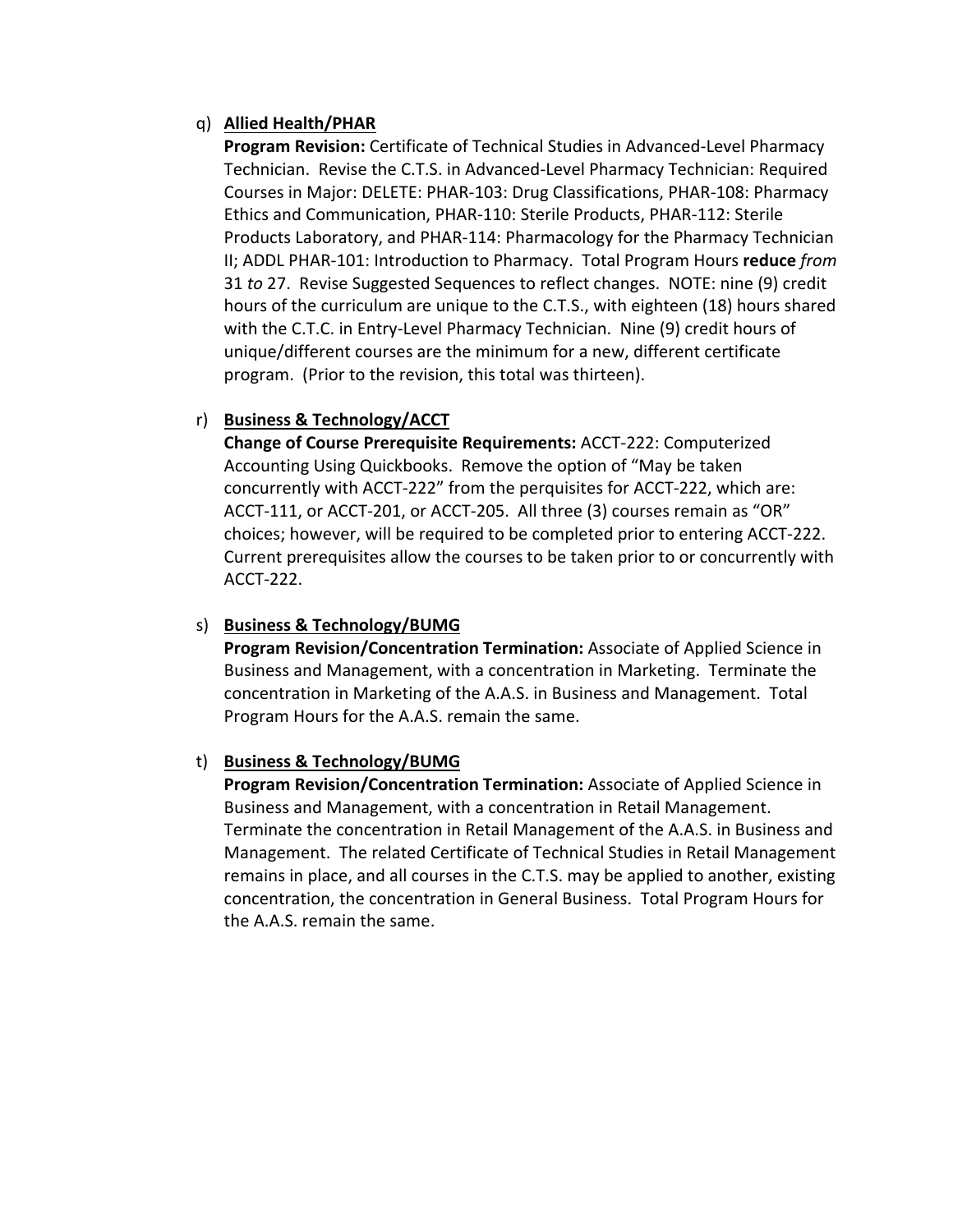q) **<u>Allied Health/PHAR</u>**
   **Program Revision:** Certificate of Technical Studies in Advanced-Level Pharmacy Technician. Revise the C.T.S. in Advanced-Level Pharmacy Technician: Required Courses in Major: DELETE: PHAR-103: Drug Classifications, PHAR-108: Pharmacy Ethics and Communication, PHAR-110: Sterile Products, PHAR-112: Sterile Products Laboratory, and PHAR-114: Pharmacology for the Pharmacy Technician II; ADDL PHAR-101: Introduction to Pharmacy. Total Program Hours **reduce** *from* 31 *to* 27. Revise Suggested Sequences to reflect changes. NOTE: nine (9) credit hours of the curriculum are unique to the C.T.S., with eighteen (18) hours shared with the C.T.C. in Entry-Level Pharmacy Technician. Nine (9) credit hours of unique/different courses are the minimum for a new, different certificate program. (Prior to the revision, this total was thirteen).

r) **<u>Business & Technology/ACCT</u>**
   **Change of Course Prerequisite Requirements:** ACCT-222: Computerized Accounting Using Quickbooks. Remove the option of "May be taken concurrently with ACCT-222" from the perquisites for ACCT-222, which are: ACCT-111, or ACCT-201, or ACCT-205. All three (3) courses remain as "OR" choices; however, will be required to be completed prior to entering ACCT-222. Current prerequisites allow the courses to be taken prior to or concurrently with ACCT-222.

s) **<u>Business & Technology/BUMG</u>**
   **Program Revision/Concentration Termination:** Associate of Applied Science in Business and Management, with a concentration in Marketing. Terminate the concentration in Marketing of the A.A.S. in Business and Management. Total Program Hours for the A.A.S. remain the same.

t) **<u>Business & Technology/BUMG</u>**
   **Program Revision/Concentration Termination:** Associate of Applied Science in Business and Management, with a concentration in Retail Management. Terminate the concentration in Retail Management of the A.A.S. in Business and Management. The related Certificate of Technical Studies in Retail Management remains in place, and all courses in the C.T.S. may be applied to another, existing concentration, the concentration in General Business. Total Program Hours for the A.A.S. remain the same.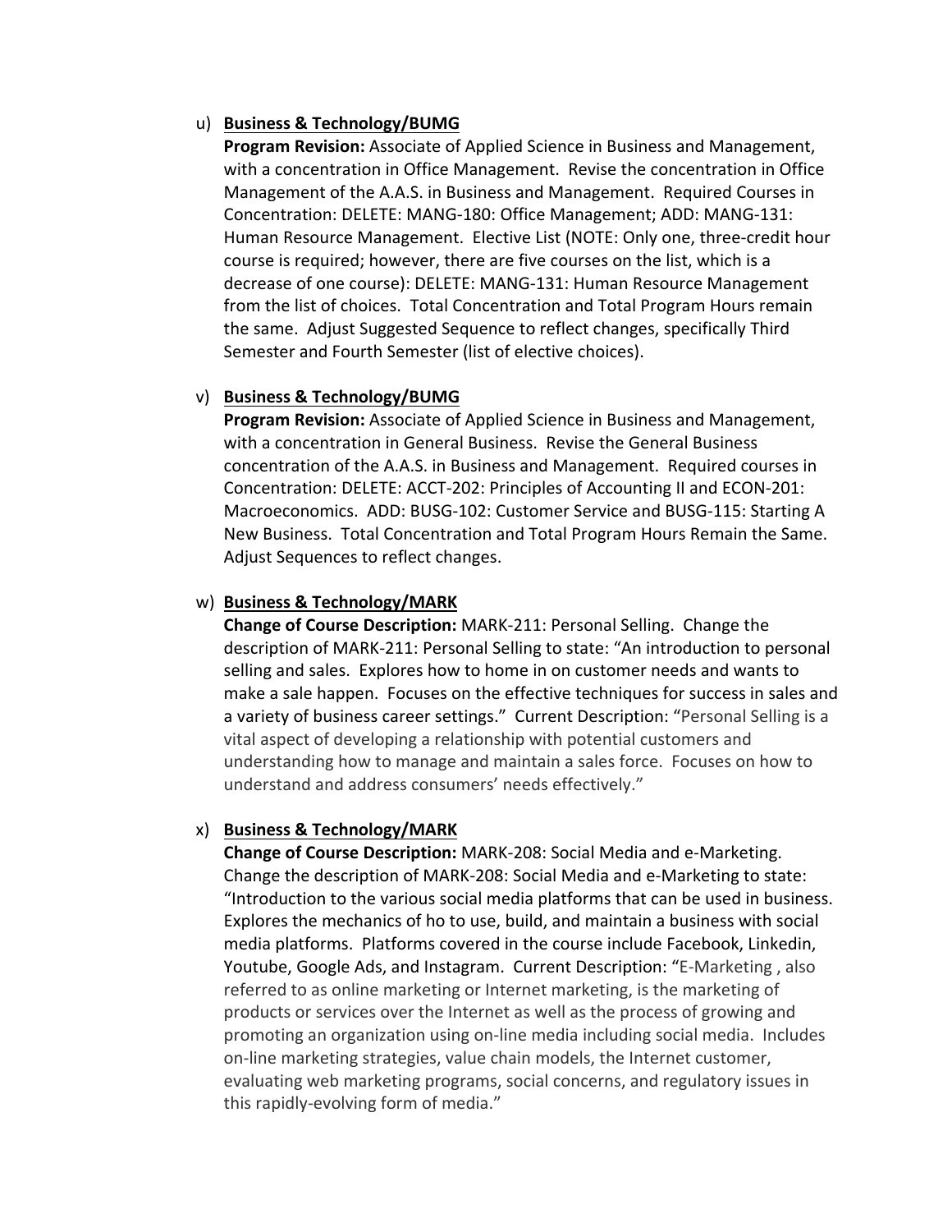u) **<u>Business & Technology/BUMG</u>**
**Program Revision:** Associate of Applied Science in Business and Management, with a concentration in Office Management. Revise the concentration in Office Management of the A.A.S. in Business and Management. Required Courses in Concentration: DELETE: MANG-180: Office Management; ADD: MANG-131: Human Resource Management. Elective List (NOTE: Only one, three-credit hour course is required; however, there are five courses on the list, which is a decrease of one course): DELETE: MANG-131: Human Resource Management from the list of choices. Total Concentration and Total Program Hours remain the same. Adjust Suggested Sequence to reflect changes, specifically Third Semester and Fourth Semester (list of elective choices).

v) **<u>Business & Technology/BUMG</u>**
**Program Revision:** Associate of Applied Science in Business and Management, with a concentration in General Business. Revise the General Business concentration of the A.A.S. in Business and Management. Required courses in Concentration: DELETE: ACCT-202: Principles of Accounting II and ECON-201: Macroeconomics. ADD: BUSG-102: Customer Service and BUSG-115: Starting A New Business. Total Concentration and Total Program Hours Remain the Same. Adjust Sequences to reflect changes.

w) **<u>Business & Technology/MARK</u>**
**Change of Course Description:** MARK-211: Personal Selling. Change the description of MARK-211: Personal Selling to state: "An introduction to personal selling and sales. Explores how to home in on customer needs and wants to make a sale happen. Focuses on the effective techniques for success in sales and a variety of business career settings." Current Description: "Personal Selling is a vital aspect of developing a relationship with potential customers and understanding how to manage and maintain a sales force. Focuses on how to understand and address consumers' needs effectively."

x) **<u>Business & Technology/MARK</u>**
**Change of Course Description:** MARK-208: Social Media and e-Marketing. Change the description of MARK-208: Social Media and e-Marketing to state: "Introduction to the various social media platforms that can be used in business. Explores the mechanics of ho to use, build, and maintain a business with social media platforms. Platforms covered in the course include Facebook, Linkedin, Youtube, Google Ads, and Instagram. Current Description: "E-Marketing , also referred to as online marketing or Internet marketing, is the marketing of products or services over the Internet as well as the process of growing and promoting an organization using on-line media including social media. Includes on-line marketing strategies, value chain models, the Internet customer, evaluating web marketing programs, social concerns, and regulatory issues in this rapidly-evolving form of media."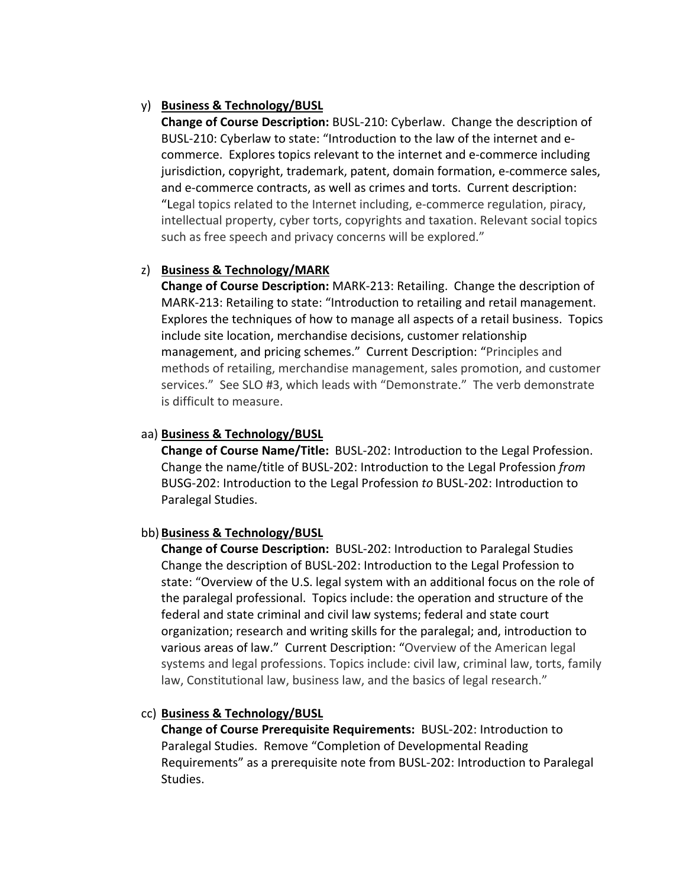y) **<u>Business & Technology/BUSL</u>**

**Change of Course Description:** BUSL-210: Cyberlaw. Change the description of BUSL-210: Cyberlaw to state: "Introduction to the law of the internet and e-commerce. Explores topics relevant to the internet and e-commerce including jurisdiction, copyright, trademark, patent, domain formation, e-commerce sales, and e-commerce contracts, as well as crimes and torts. Current description: "Legal topics related to the Internet including, e-commerce regulation, piracy, intellectual property, cyber torts, copyrights and taxation. Relevant social topics such as free speech and privacy concerns will be explored."

z) **<u>Business & Technology/MARK</u>**

**Change of Course Description:** MARK-213: Retailing. Change the description of MARK-213: Retailing to state: "Introduction to retailing and retail management. Explores the techniques of how to manage all aspects of a retail business. Topics include site location, merchandise decisions, customer relationship management, and pricing schemes." Current Description: "Principles and methods of retailing, merchandise management, sales promotion, and customer services." See SLO #3, which leads with "Demonstrate." The verb demonstrate is difficult to measure.

aa) **<u>Business & Technology/BUSL</u>**

**Change of Course Name/Title:** BUSL-202: Introduction to the Legal Profession. Change the name/title of BUSL-202: Introduction to the Legal Profession *from* BUSG-202: Introduction to the Legal Profession *to* BUSL-202: Introduction to Paralegal Studies.

bb) **<u>Business & Technology/BUSL</u>**

**Change of Course Description:** BUSL-202: Introduction to Paralegal Studies Change the description of BUSL-202: Introduction to the Legal Profession to state: "Overview of the U.S. legal system with an additional focus on the role of the paralegal professional. Topics include: the operation and structure of the federal and state criminal and civil law systems; federal and state court organization; research and writing skills for the paralegal; and, introduction to various areas of law." Current Description: "Overview of the American legal systems and legal professions. Topics include: civil law, criminal law, torts, family law, Constitutional law, business law, and the basics of legal research."

cc) **<u>Business & Technology/BUSL</u>**

**Change of Course Prerequisite Requirements:** BUSL-202: Introduction to Paralegal Studies. Remove "Completion of Developmental Reading Requirements" as a prerequisite note from BUSL-202: Introduction to Paralegal Studies.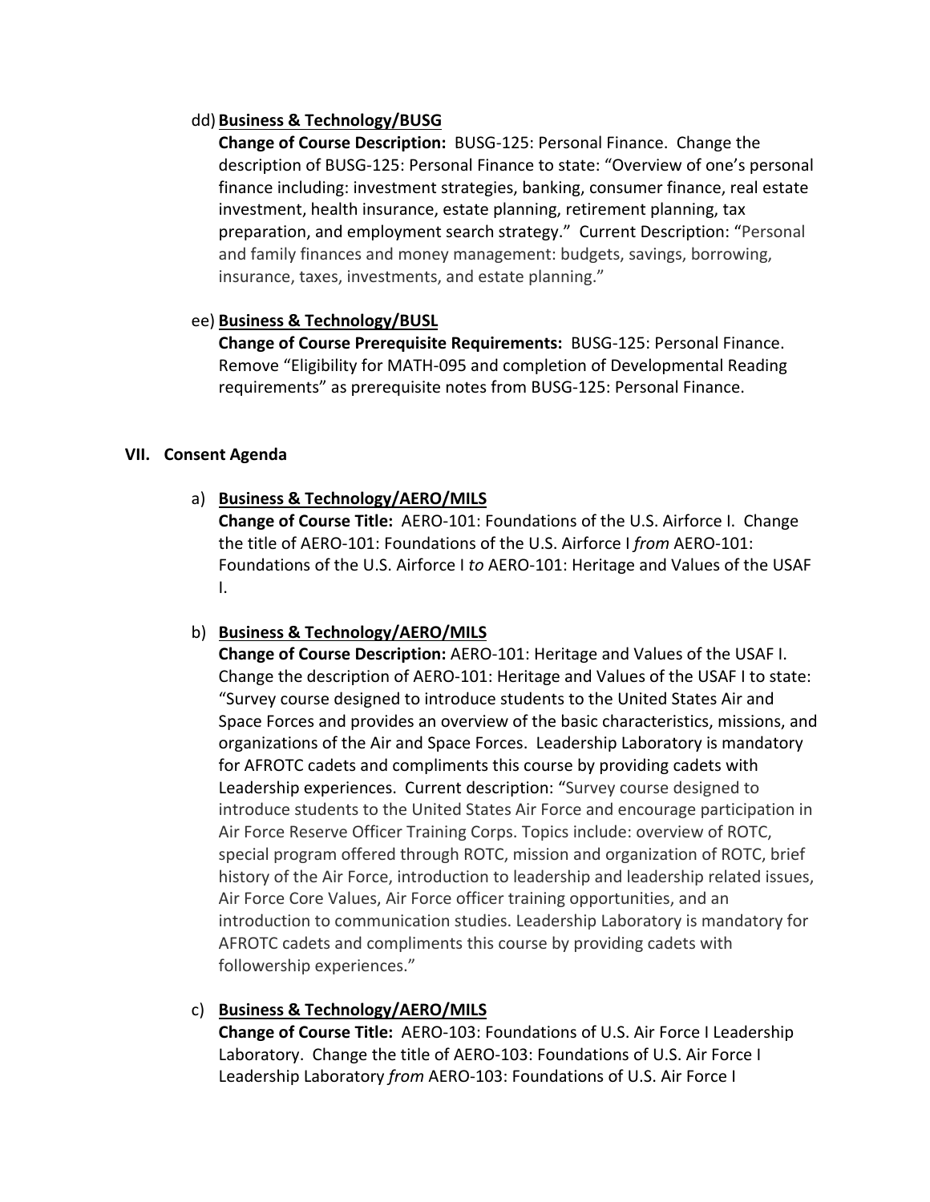dd) **Business & Technology/BUSG**

**Change of Course Description:** BUSG-125: Personal Finance. Change the description of BUSG-125: Personal Finance to state: "Overview of one's personal finance including: investment strategies, banking, consumer finance, real estate investment, health insurance, estate planning, retirement planning, tax preparation, and employment search strategy." Current Description: "Personal and family finances and money management: budgets, savings, borrowing, insurance, taxes, investments, and estate planning."

ee) **Business & Technology/BUSL**

**Change of Course Prerequisite Requirements:** BUSG-125: Personal Finance. Remove "Eligibility for MATH-095 and completion of Developmental Reading requirements" as prerequisite notes from BUSG-125: Personal Finance.

## VII. Consent Agenda

a) **Business & Technology/AERO/MILS**

**Change of Course Title:** AERO-101: Foundations of the U.S. Airforce I. Change the title of AERO-101: Foundations of the U.S. Airforce I *from* AERO-101: Foundations of the U.S. Airforce I *to* AERO-101: Heritage and Values of the USAF I.

b) **Business & Technology/AERO/MILS**

**Change of Course Description:** AERO-101: Heritage and Values of the USAF I. Change the description of AERO-101: Heritage and Values of the USAF I to state: "Survey course designed to introduce students to the United States Air and Space Forces and provides an overview of the basic characteristics, missions, and organizations of the Air and Space Forces. Leadership Laboratory is mandatory for AFROTC cadets and compliments this course by providing cadets with Leadership experiences. Current description: "Survey course designed to introduce students to the United States Air Force and encourage participation in Air Force Reserve Officer Training Corps. Topics include: overview of ROTC, special program offered through ROTC, mission and organization of ROTC, brief history of the Air Force, introduction to leadership and leadership related issues, Air Force Core Values, Air Force officer training opportunities, and an introduction to communication studies. Leadership Laboratory is mandatory for AFROTC cadets and compliments this course by providing cadets with followership experiences."

c) **Business & Technology/AERO/MILS**

**Change of Course Title:** AERO-103: Foundations of U.S. Air Force I Leadership Laboratory. Change the title of AERO-103: Foundations of U.S. Air Force I Leadership Laboratory *from* AERO-103: Foundations of U.S. Air Force I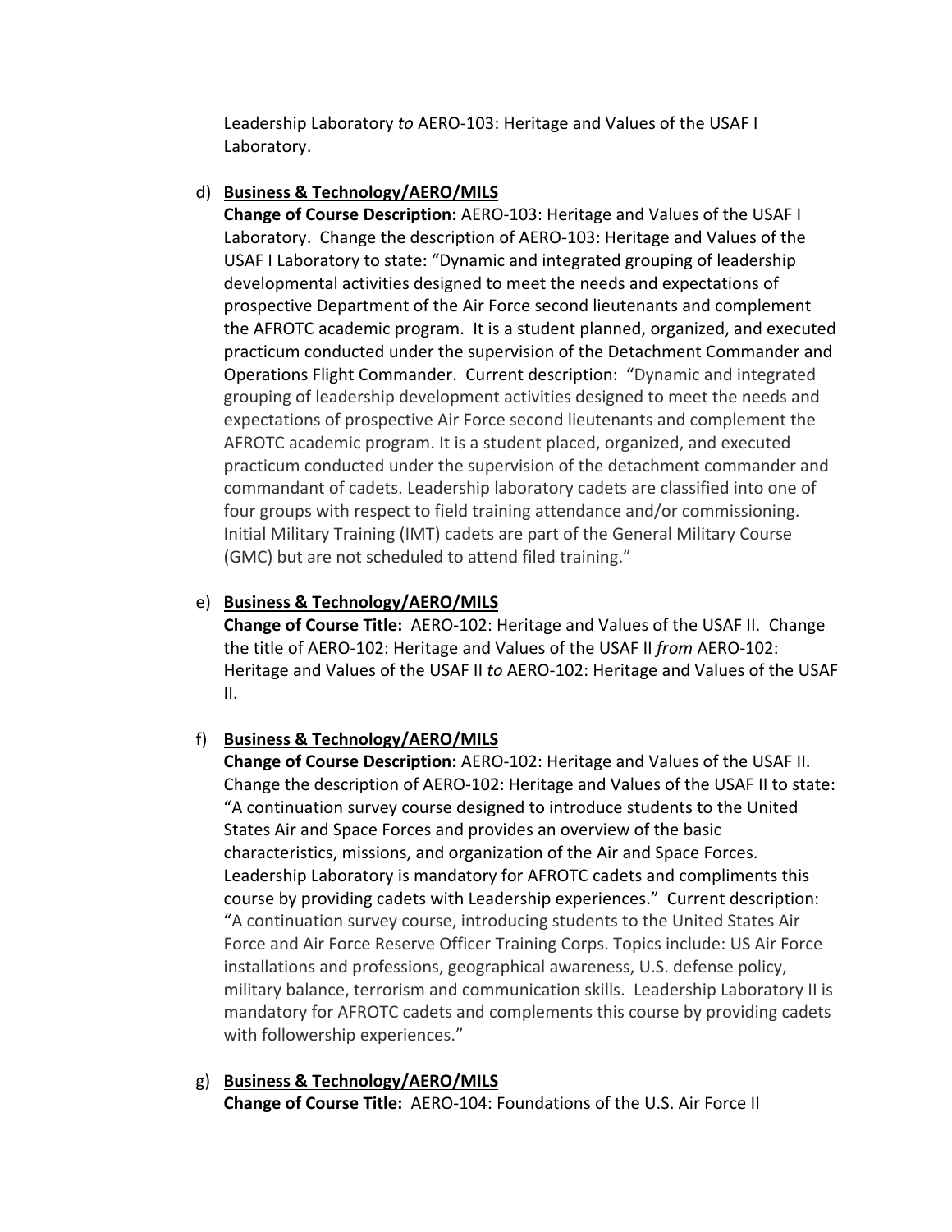Leadership Laboratory *to* AERO-103: Heritage and Values of the USAF I Laboratory.

d) **Business & Technology/AERO/MILS**
   **Change of Course Description:** AERO-103: Heritage and Values of the USAF I Laboratory. Change the description of AERO-103: Heritage and Values of the USAF I Laboratory to state: "Dynamic and integrated grouping of leadership developmental activities designed to meet the needs and expectations of prospective Department of the Air Force second lieutenants and complement the AFROTC academic program. It is a student planned, organized, and executed practicum conducted under the supervision of the Detachment Commander and Operations Flight Commander. Current description: "Dynamic and integrated grouping of leadership development activities designed to meet the needs and expectations of prospective Air Force second lieutenants and complement the AFROTC academic program. It is a student placed, organized, and executed practicum conducted under the supervision of the detachment commander and commandant of cadets. Leadership laboratory cadets are classified into one of four groups with respect to field training attendance and/or commissioning. Initial Military Training (IMT) cadets are part of the General Military Course (GMC) but are not scheduled to attend filed training."

e) **Business & Technology/AERO/MILS**
   **Change of Course Title:** AERO-102: Heritage and Values of the USAF II. Change the title of AERO-102: Heritage and Values of the USAF II *from* AERO-102: Heritage and Values of the USAF II *to* AERO-102: Heritage and Values of the USAF II.

f) **Business & Technology/AERO/MILS**
   **Change of Course Description:** AERO-102: Heritage and Values of the USAF II. Change the description of AERO-102: Heritage and Values of the USAF II to state: "A continuation survey course designed to introduce students to the United States Air and Space Forces and provides an overview of the basic characteristics, missions, and organization of the Air and Space Forces. Leadership Laboratory is mandatory for AFROTC cadets and compliments this course by providing cadets with Leadership experiences." Current description: "A continuation survey course, introducing students to the United States Air Force and Air Force Reserve Officer Training Corps. Topics include: US Air Force installations and professions, geographical awareness, U.S. defense policy, military balance, terrorism and communication skills. Leadership Laboratory II is mandatory for AFROTC cadets and complements this course by providing cadets with followership experiences."

g) **Business & Technology/AERO/MILS**
   **Change of Course Title:** AERO-104: Foundations of the U.S. Air Force II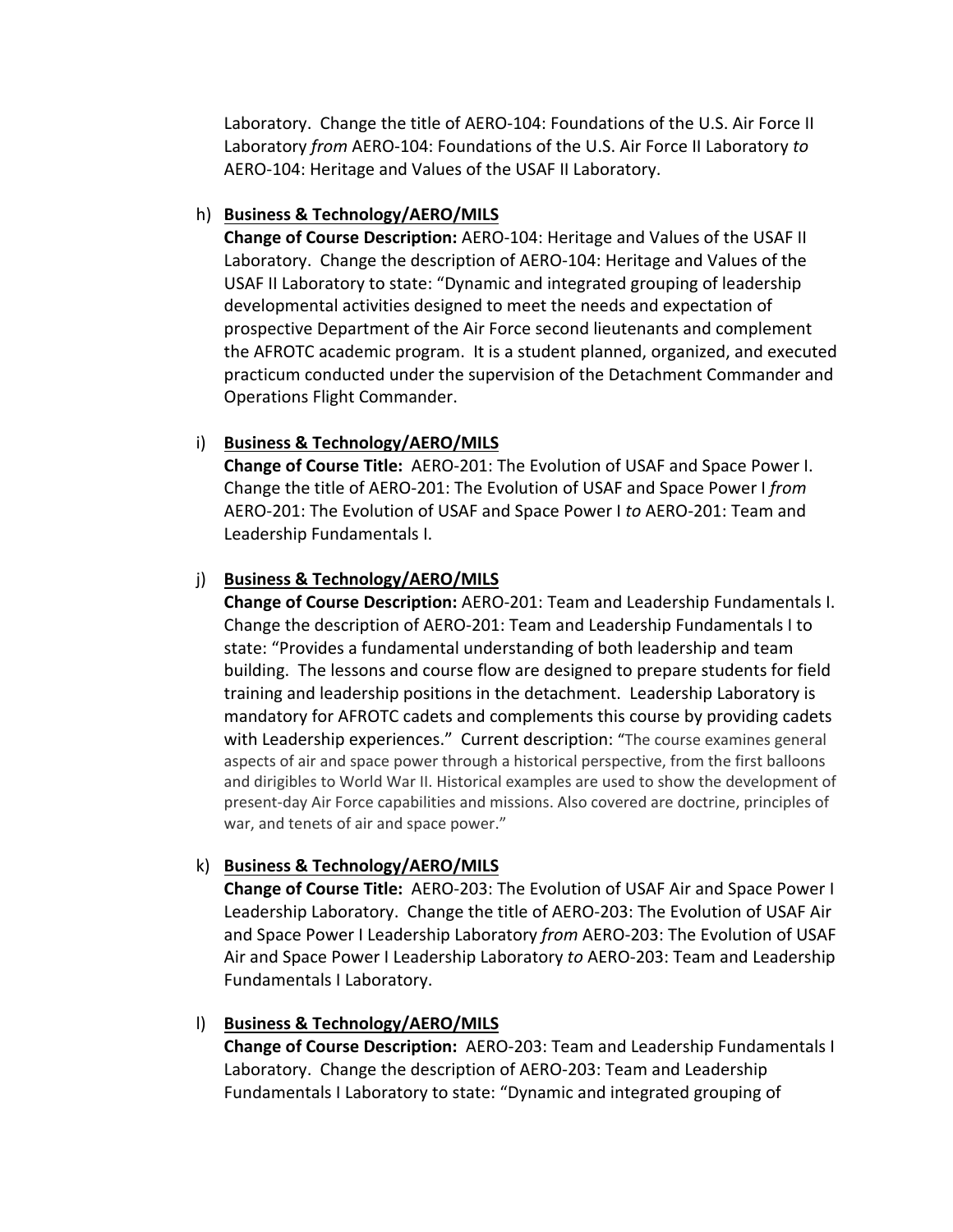Laboratory. Change the title of AERO-104: Foundations of the U.S. Air Force II Laboratory *from* AERO-104: Foundations of the U.S. Air Force II Laboratory *to* AERO-104: Heritage and Values of the USAF II Laboratory.

h) **Business & Technology/AERO/MILS**
**Change of Course Description:** AERO-104: Heritage and Values of the USAF II Laboratory. Change the description of AERO-104: Heritage and Values of the USAF II Laboratory to state: "Dynamic and integrated grouping of leadership developmental activities designed to meet the needs and expectation of prospective Department of the Air Force second lieutenants and complement the AFROTC academic program. It is a student planned, organized, and executed practicum conducted under the supervision of the Detachment Commander and Operations Flight Commander.

i) **Business & Technology/AERO/MILS**
**Change of Course Title:** AERO-201: The Evolution of USAF and Space Power I. Change the title of AERO-201: The Evolution of USAF and Space Power I *from* AERO-201: The Evolution of USAF and Space Power I *to* AERO-201: Team and Leadership Fundamentals I.

j) **Business & Technology/AERO/MILS**
**Change of Course Description:** AERO-201: Team and Leadership Fundamentals I. Change the description of AERO-201: Team and Leadership Fundamentals I to state: "Provides a fundamental understanding of both leadership and team building. The lessons and course flow are designed to prepare students for field training and leadership positions in the detachment. Leadership Laboratory is mandatory for AFROTC cadets and complements this course by providing cadets with Leadership experiences." Current description: "The course examines general aspects of air and space power through a historical perspective, from the first balloons and dirigibles to World War II. Historical examples are used to show the development of present-day Air Force capabilities and missions. Also covered are doctrine, principles of war, and tenets of air and space power."

k) **Business & Technology/AERO/MILS**
**Change of Course Title:** AERO-203: The Evolution of USAF Air and Space Power I Leadership Laboratory. Change the title of AERO-203: The Evolution of USAF Air and Space Power I Leadership Laboratory *from* AERO-203: The Evolution of USAF Air and Space Power I Leadership Laboratory *to* AERO-203: Team and Leadership Fundamentals I Laboratory.

l) **Business & Technology/AERO/MILS**
**Change of Course Description:** AERO-203: Team and Leadership Fundamentals I Laboratory. Change the description of AERO-203: Team and Leadership Fundamentals I Laboratory to state: "Dynamic and integrated grouping of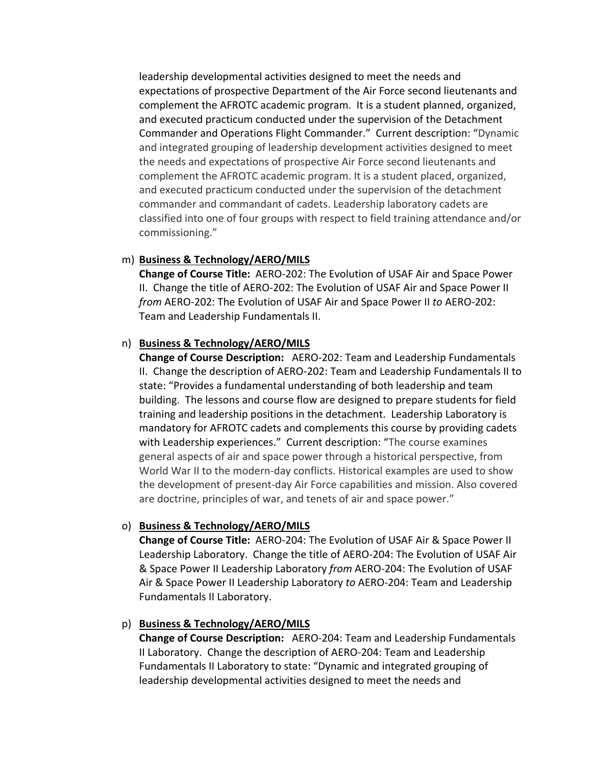leadership developmental activities designed to meet the needs and expectations of prospective Department of the Air Force second lieutenants and complement the AFROTC academic program. It is a student planned, organized, and executed practicum conducted under the supervision of the Detachment Commander and Operations Flight Commander." Current description: "Dynamic and integrated grouping of leadership development activities designed to meet the needs and expectations of prospective Air Force second lieutenants and complement the AFROTC academic program. It is a student placed, organized, and executed practicum conducted under the supervision of the detachment commander and commandant of cadets. Leadership laboratory cadets are classified into one of four groups with respect to field training attendance and/or commissioning."

m) **Business & Technology/AERO/MILS**
**Change of Course Title:** AERO-202: The Evolution of USAF Air and Space Power II. Change the title of AERO-202: The Evolution of USAF Air and Space Power II *from* AERO-202: The Evolution of USAF Air and Space Power II *to* AERO-202: Team and Leadership Fundamentals II.

n) **Business & Technology/AERO/MILS**
**Change of Course Description:** AERO-202: Team and Leadership Fundamentals II. Change the description of AERO-202: Team and Leadership Fundamentals II to state: "Provides a fundamental understanding of both leadership and team building. The lessons and course flow are designed to prepare students for field training and leadership positions in the detachment. Leadership Laboratory is mandatory for AFROTC cadets and complements this course by providing cadets with Leadership experiences." Current description: "The course examines general aspects of air and space power through a historical perspective, from World War II to the modern-day conflicts. Historical examples are used to show the development of present-day Air Force capabilities and mission. Also covered are doctrine, principles of war, and tenets of air and space power."

o) **Business & Technology/AERO/MILS**
**Change of Course Title:** AERO-204: The Evolution of USAF Air & Space Power II Leadership Laboratory. Change the title of AERO-204: The Evolution of USAF Air & Space Power II Leadership Laboratory *from* AERO-204: The Evolution of USAF Air & Space Power II Leadership Laboratory *to* AERO-204: Team and Leadership Fundamentals II Laboratory.

p) **Business & Technology/AERO/MILS**
**Change of Course Description:** AERO-204: Team and Leadership Fundamentals II Laboratory. Change the description of AERO-204: Team and Leadership Fundamentals II Laboratory to state: "Dynamic and integrated grouping of leadership developmental activities designed to meet the needs and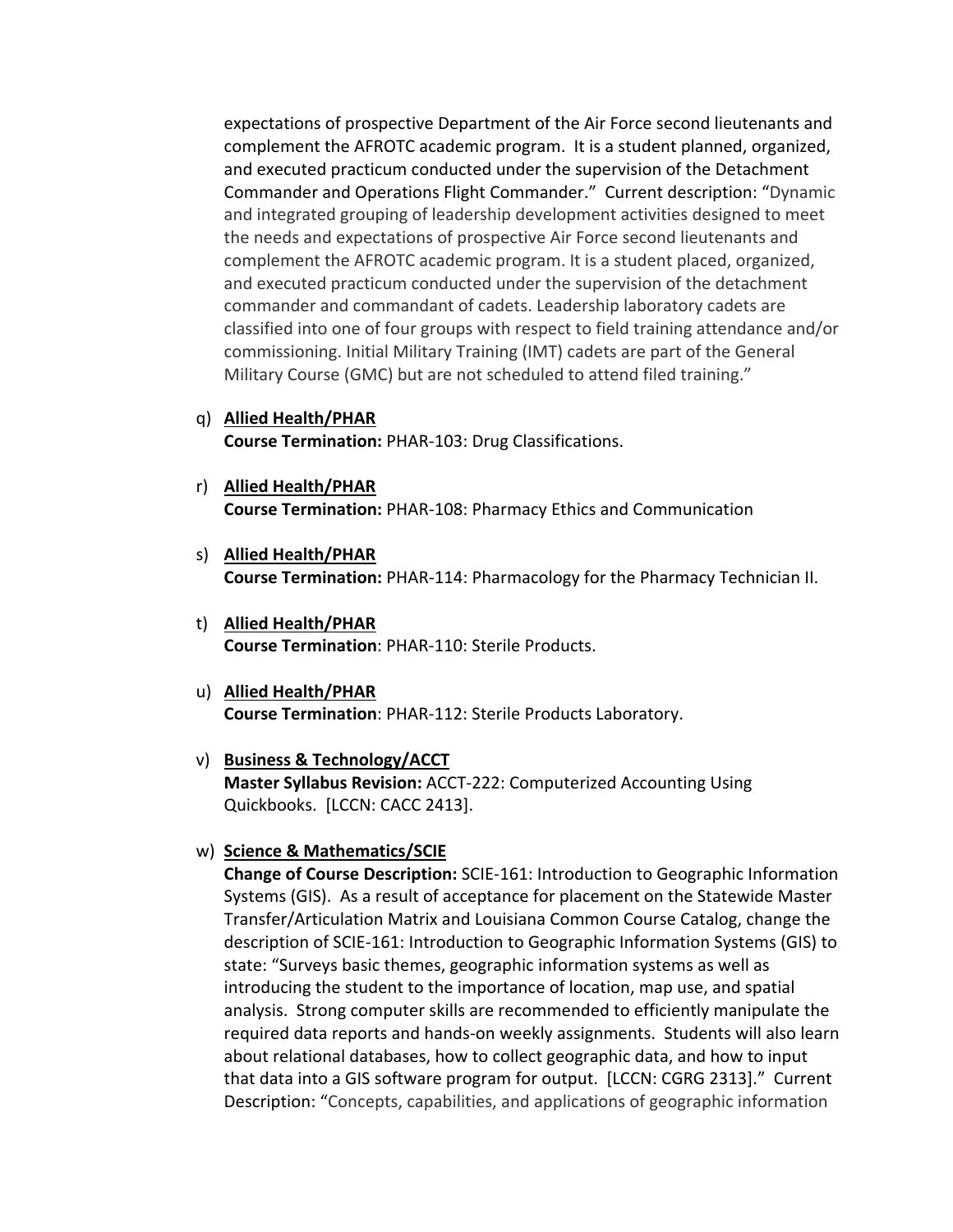expectations of prospective Department of the Air Force second lieutenants and complement the AFROTC academic program. It is a student planned, organized, and executed practicum conducted under the supervision of the Detachment Commander and Operations Flight Commander." Current description: "Dynamic and integrated grouping of leadership development activities designed to meet the needs and expectations of prospective Air Force second lieutenants and complement the AFROTC academic program. It is a student placed, organized, and executed practicum conducted under the supervision of the detachment commander and commandant of cadets. Leadership laboratory cadets are classified into one of four groups with respect to field training attendance and/or commissioning. Initial Military Training (IMT) cadets are part of the General Military Course (GMC) but are not scheduled to attend filed training."

q) **Allied Health/PHAR**
   **Course Termination:** PHAR-103: Drug Classifications.

r) **Allied Health/PHAR**
   **Course Termination:** PHAR-108: Pharmacy Ethics and Communication

s) **Allied Health/PHAR**
   **Course Termination:** PHAR-114: Pharmacology for the Pharmacy Technician II.

t) **Allied Health/PHAR**
   **Course Termination**: PHAR-110: Sterile Products.

u) **Allied Health/PHAR**
   **Course Termination**: PHAR-112: Sterile Products Laboratory.

v) **Business & Technology/ACCT**
   **Master Syllabus Revision:** ACCT-222: Computerized Accounting Using Quickbooks. [LCCN: CACC 2413].

w) **Science & Mathematics/SCIE**
   **Change of Course Description:** SCIE-161: Introduction to Geographic Information Systems (GIS). As a result of acceptance for placement on the Statewide Master Transfer/Articulation Matrix and Louisiana Common Course Catalog, change the description of SCIE-161: Introduction to Geographic Information Systems (GIS) to state: "Surveys basic themes, geographic information systems as well as introducing the student to the importance of location, map use, and spatial analysis. Strong computer skills are recommended to efficiently manipulate the required data reports and hands-on weekly assignments. Students will also learn about relational databases, how to collect geographic data, and how to input that data into a GIS software program for output. [LCCN: CGRG 2313]." Current Description: "Concepts, capabilities, and applications of geographic information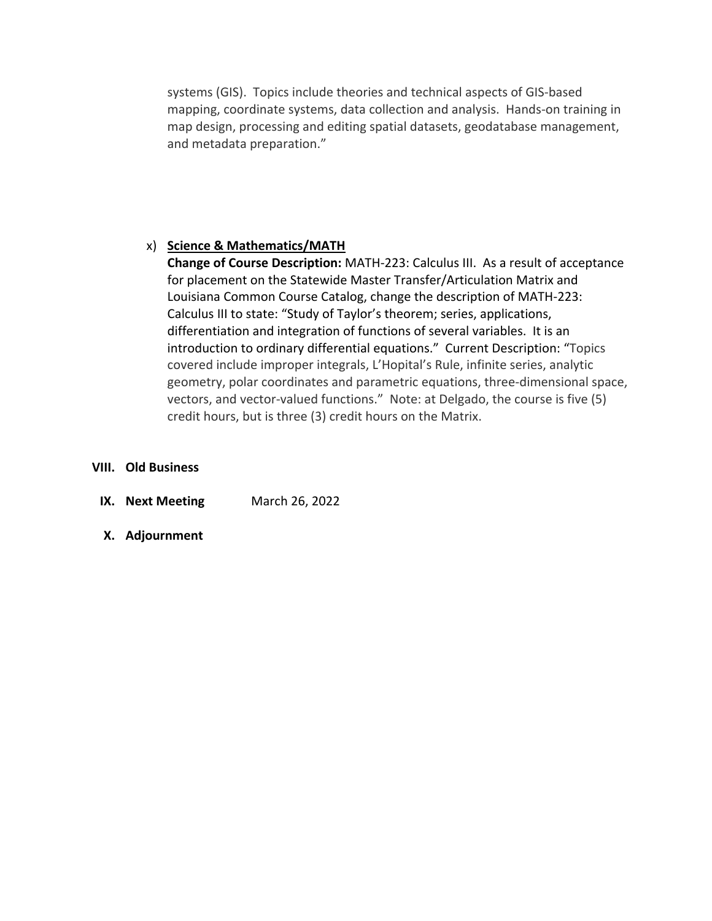systems (GIS). Topics include theories and technical aspects of GIS-based mapping, coordinate systems, data collection and analysis. Hands-on training in map design, processing and editing spatial datasets, geodatabase management, and metadata preparation."

x) **Science & Mathematics/MATH**
**Change of Course Description:** MATH-223: Calculus III. As a result of acceptance for placement on the Statewide Master Transfer/Articulation Matrix and Louisiana Common Course Catalog, change the description of MATH-223: Calculus III to state: "Study of Taylor's theorem; series, applications, differentiation and integration of functions of several variables. It is an introduction to ordinary differential equations." Current Description: "Topics covered include improper integrals, L'Hopital's Rule, infinite series, analytic geometry, polar coordinates and parametric equations, three-dimensional space, vectors, and vector-valued functions." Note: at Delgado, the course is five (5) credit hours, but is three (3) credit hours on the Matrix.

**VIII. Old Business**

**IX. Next Meeting** March 26, 2022

**X. Adjournment**